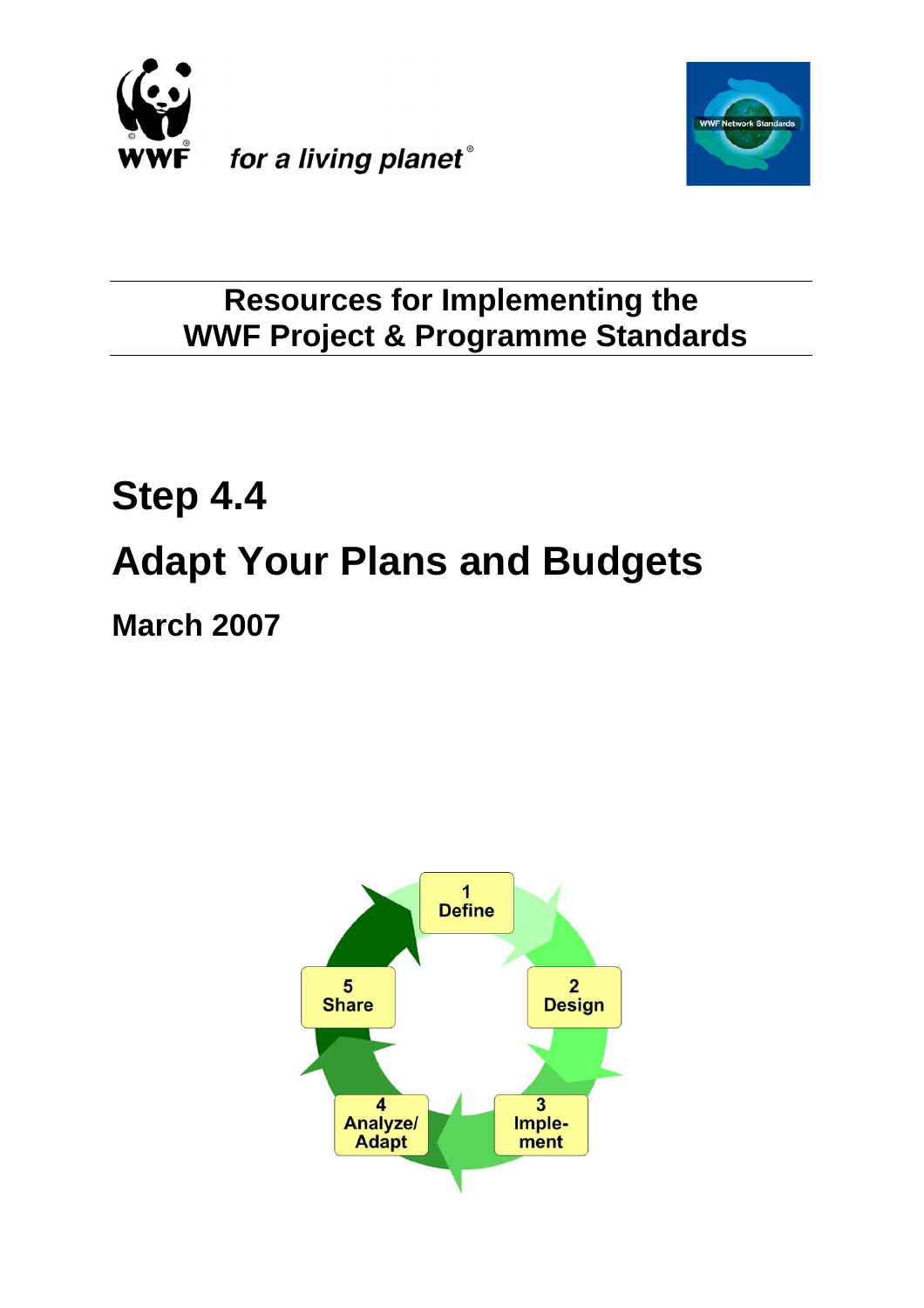WWF

*for a living planet*®

WWF Network Standards

## Resources for Implementing the WWF Project & Programme Standards

# Step 4.4

# Adapt Your Plans and Budgets

## March 2007

1 Define

2 Design

3 Imple-ment

4 Analyze/ Adapt

5 Share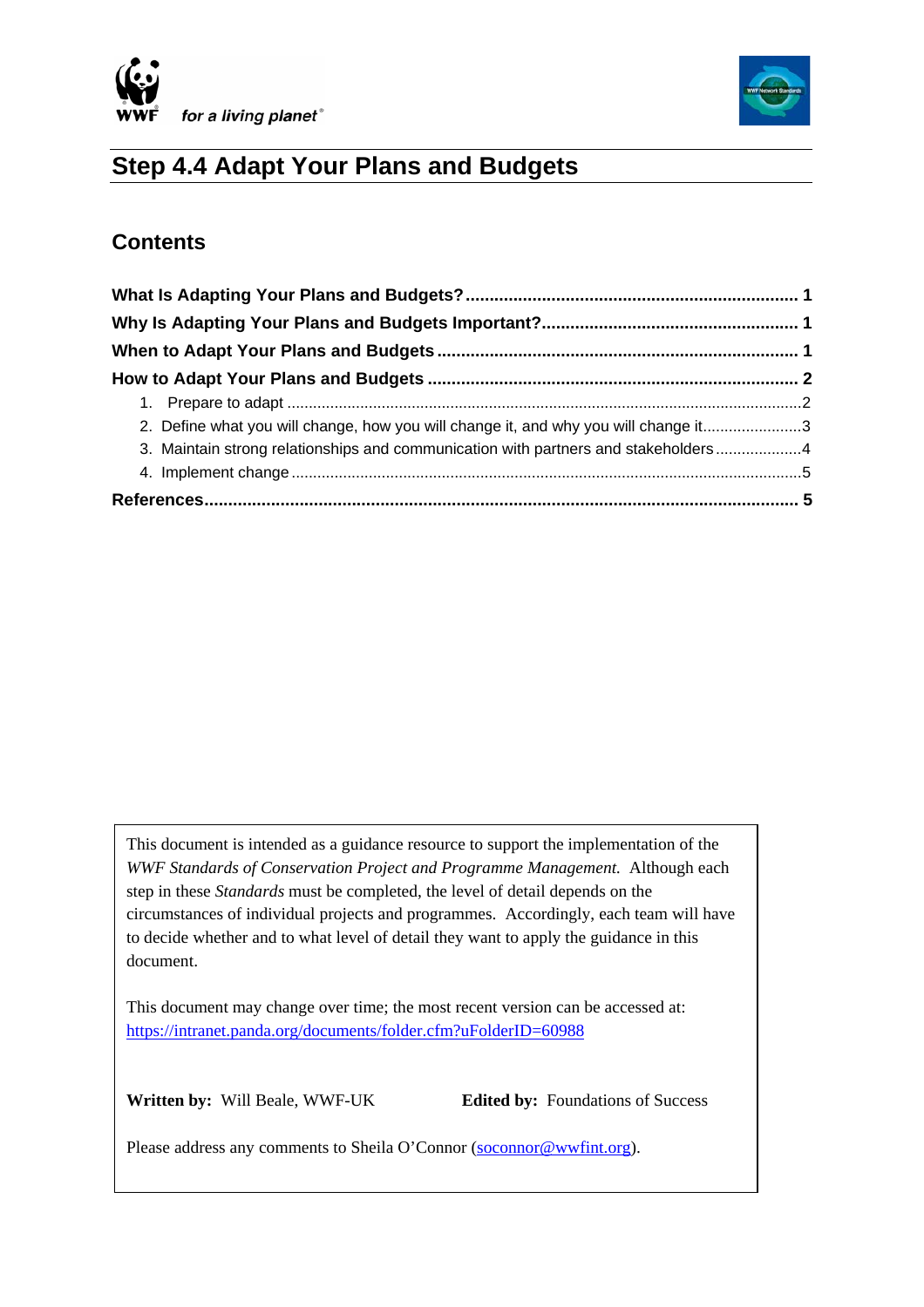# Step 4.4 Adapt Your Plans and Budgets

## Contents

**What Is Adapting Your Plans and Budgets? ..... 1**

**Why Is Adapting Your Plans and Budgets Important? ..... 1**

**When to Adapt Your Plans and Budgets ..... 1**

**How to Adapt Your Plans and Budgets ..... 2**

1. Prepare to adapt ..... 2
2. Define what you will change, how you will change it, and why you will change it ..... 3
3. Maintain strong relationships and communication with partners and stakeholders ..... 4
4. Implement change ..... 5

**References ..... 5**

This document is intended as a guidance resource to support the implementation of the *WWF Standards of Conservation Project and Programme Management.* Although each step in these *Standards* must be completed, the level of detail depends on the circumstances of individual projects and programmes. Accordingly, each team will have to decide whether and to what level of detail they want to apply the guidance in this document.

This document may change over time; the most recent version can be accessed at: [https://intranet.panda.org/documents/folder.cfm?uFolderID=60988](https://intranet.panda.org/documents/folder.cfm?uFolderID=60988)

**Written by:** Will Beale, WWF-UK

**Edited by:** Foundations of Success

Please address any comments to Sheila O'Connor ([soconnor@wwfint.org](mailto:soconnor@wwfint.org)).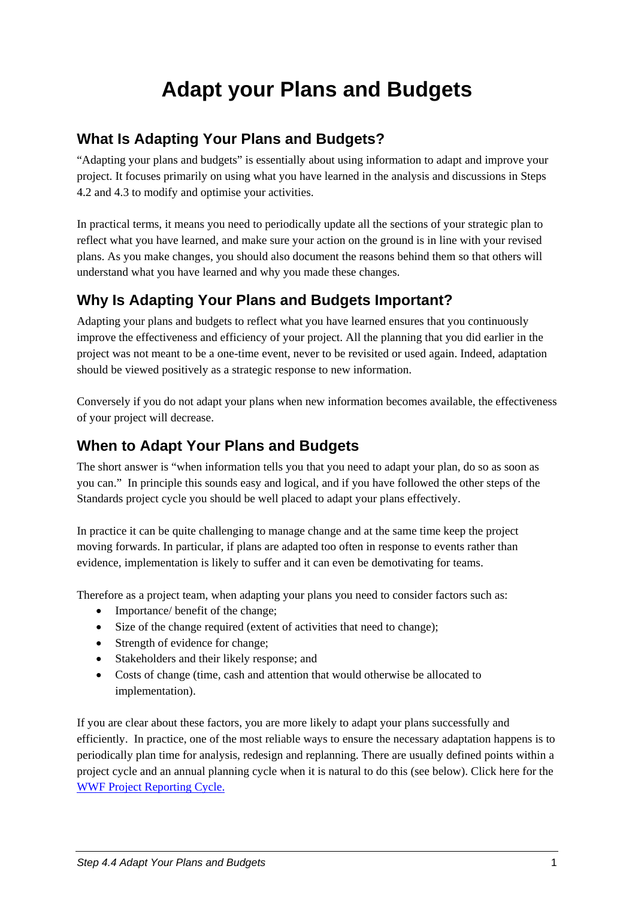# Adapt your Plans and Budgets

## What Is Adapting Your Plans and Budgets?

"Adapting your plans and budgets" is essentially about using information to adapt and improve your project. It focuses primarily on using what you have learned in the analysis and discussions in Steps 4.2 and 4.3 to modify and optimise your activities.

In practical terms, it means you need to periodically update all the sections of your strategic plan to reflect what you have learned, and make sure your action on the ground is in line with your revised plans. As you make changes, you should also document the reasons behind them so that others will understand what you have learned and why you made these changes.

## Why Is Adapting Your Plans and Budgets Important?

Adapting your plans and budgets to reflect what you have learned ensures that you continuously improve the effectiveness and efficiency of your project. All the planning that you did earlier in the project was not meant to be a one-time event, never to be revisited or used again. Indeed, adaptation should be viewed positively as a strategic response to new information.

Conversely if you do not adapt your plans when new information becomes available, the effectiveness of your project will decrease.

## When to Adapt Your Plans and Budgets

The short answer is "when information tells you that you need to adapt your plan, do so as soon as you can." In principle this sounds easy and logical, and if you have followed the other steps of the Standards project cycle you should be well placed to adapt your plans effectively.

In practice it can be quite challenging to manage change and at the same time keep the project moving forwards. In particular, if plans are adapted too often in response to events rather than evidence, implementation is likely to suffer and it can even be demotivating for teams.

Therefore as a project team, when adapting your plans you need to consider factors such as:

- Importance/ benefit of the change;
- Size of the change required (extent of activities that need to change);
- Strength of evidence for change;
- Stakeholders and their likely response; and
- Costs of change (time, cash and attention that would otherwise be allocated to implementation).

If you are clear about these factors, you are more likely to adapt your plans successfully and efficiently. In practice, one of the most reliable ways to ensure the necessary adaptation happens is to periodically plan time for analysis, redesign and replanning. There are usually defined points within a project cycle and an annual planning cycle when it is natural to do this (see below). Click here for the WWF Project Reporting Cycle.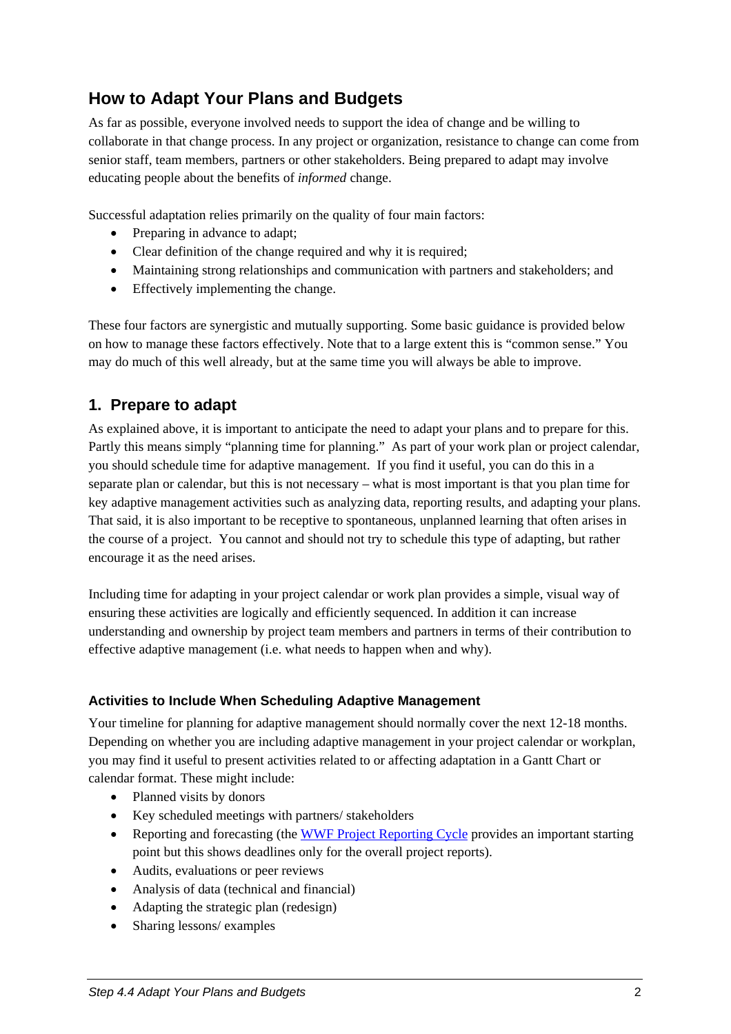## How to Adapt Your Plans and Budgets

As far as possible, everyone involved needs to support the idea of change and be willing to collaborate in that change process. In any project or organization, resistance to change can come from senior staff, team members, partners or other stakeholders. Being prepared to adapt may involve educating people about the benefits of *informed* change.

Successful adaptation relies primarily on the quality of four main factors:

- Preparing in advance to adapt;
- Clear definition of the change required and why it is required;
- Maintaining strong relationships and communication with partners and stakeholders; and
- Effectively implementing the change.

These four factors are synergistic and mutually supporting. Some basic guidance is provided below on how to manage these factors effectively. Note that to a large extent this is "common sense." You may do much of this well already, but at the same time you will always be able to improve.

## 1. Prepare to adapt

As explained above, it is important to anticipate the need to adapt your plans and to prepare for this. Partly this means simply "planning time for planning." As part of your work plan or project calendar, you should schedule time for adaptive management. If you find it useful, you can do this in a separate plan or calendar, but this is not necessary – what is most important is that you plan time for key adaptive management activities such as analyzing data, reporting results, and adapting your plans. That said, it is also important to be receptive to spontaneous, unplanned learning that often arises in the course of a project. You cannot and should not try to schedule this type of adapting, but rather encourage it as the need arises.

Including time for adapting in your project calendar or work plan provides a simple, visual way of ensuring these activities are logically and efficiently sequenced. In addition it can increase understanding and ownership by project team members and partners in terms of their contribution to effective adaptive management (i.e. what needs to happen when and why).

### Activities to Include When Scheduling Adaptive Management

Your timeline for planning for adaptive management should normally cover the next 12-18 months. Depending on whether you are including adaptive management in your project calendar or workplan, you may find it useful to present activities related to or affecting adaptation in a Gantt Chart or calendar format. These might include:

- Planned visits by donors
- Key scheduled meetings with partners/ stakeholders
- Reporting and forecasting (the WWF Project Reporting Cycle provides an important starting point but this shows deadlines only for the overall project reports).
- Audits, evaluations or peer reviews
- Analysis of data (technical and financial)
- Adapting the strategic plan (redesign)
- Sharing lessons/ examples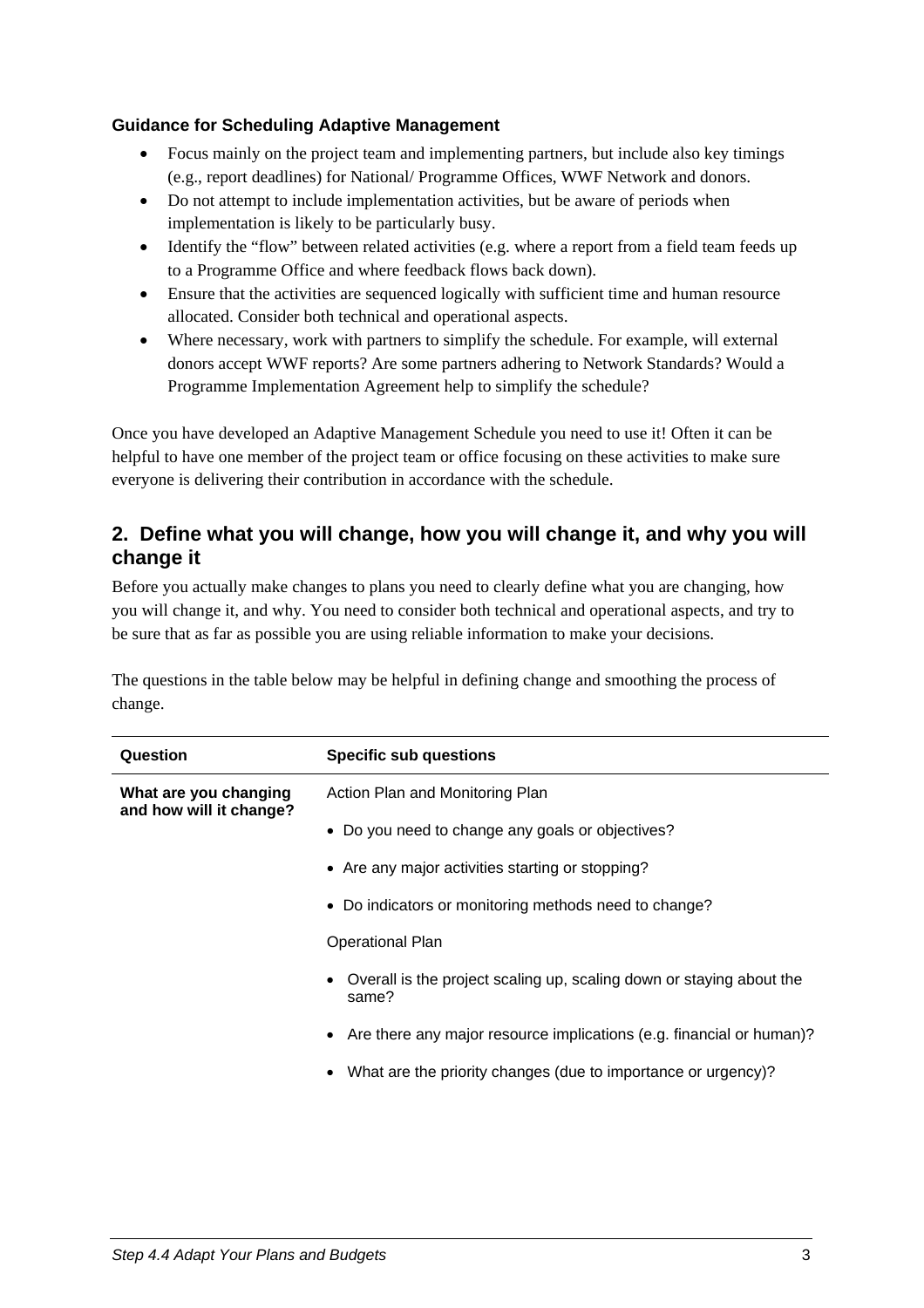**Guidance for Scheduling Adaptive Management**

- Focus mainly on the project team and implementing partners, but include also key timings (e.g., report deadlines) for National/ Programme Offices, WWF Network and donors.
- Do not attempt to include implementation activities, but be aware of periods when implementation is likely to be particularly busy.
- Identify the "flow" between related activities (e.g. where a report from a field team feeds up to a Programme Office and where feedback flows back down).
- Ensure that the activities are sequenced logically with sufficient time and human resource allocated. Consider both technical and operational aspects.
- Where necessary, work with partners to simplify the schedule. For example, will external donors accept WWF reports? Are some partners adhering to Network Standards? Would a Programme Implementation Agreement help to simplify the schedule?

Once you have developed an Adaptive Management Schedule you need to use it! Often it can be helpful to have one member of the project team or office focusing on these activities to make sure everyone is delivering their contribution in accordance with the schedule.

## 2. Define what you will change, how you will change it, and why you will change it

Before you actually make changes to plans you need to clearly define what you are changing, how you will change it, and why. You need to consider both technical and operational aspects, and try to be sure that as far as possible you are using reliable information to make your decisions.

The questions in the table below may be helpful in defining change and smoothing the process of change.

| Question | Specific sub questions |
|---|---|
| **What are you changing and how will it change?** | Action Plan and Monitoring Plan |
| | • Do you need to change any goals or objectives? |
| | • Are any major activities starting or stopping? |
| | • Do indicators or monitoring methods need to change? |
| | Operational Plan |
| | • Overall is the project scaling up, scaling down or staying about the same? |
| | • Are there any major resource implications (e.g. financial or human)? |
| | • What are the priority changes (due to importance or urgency)? |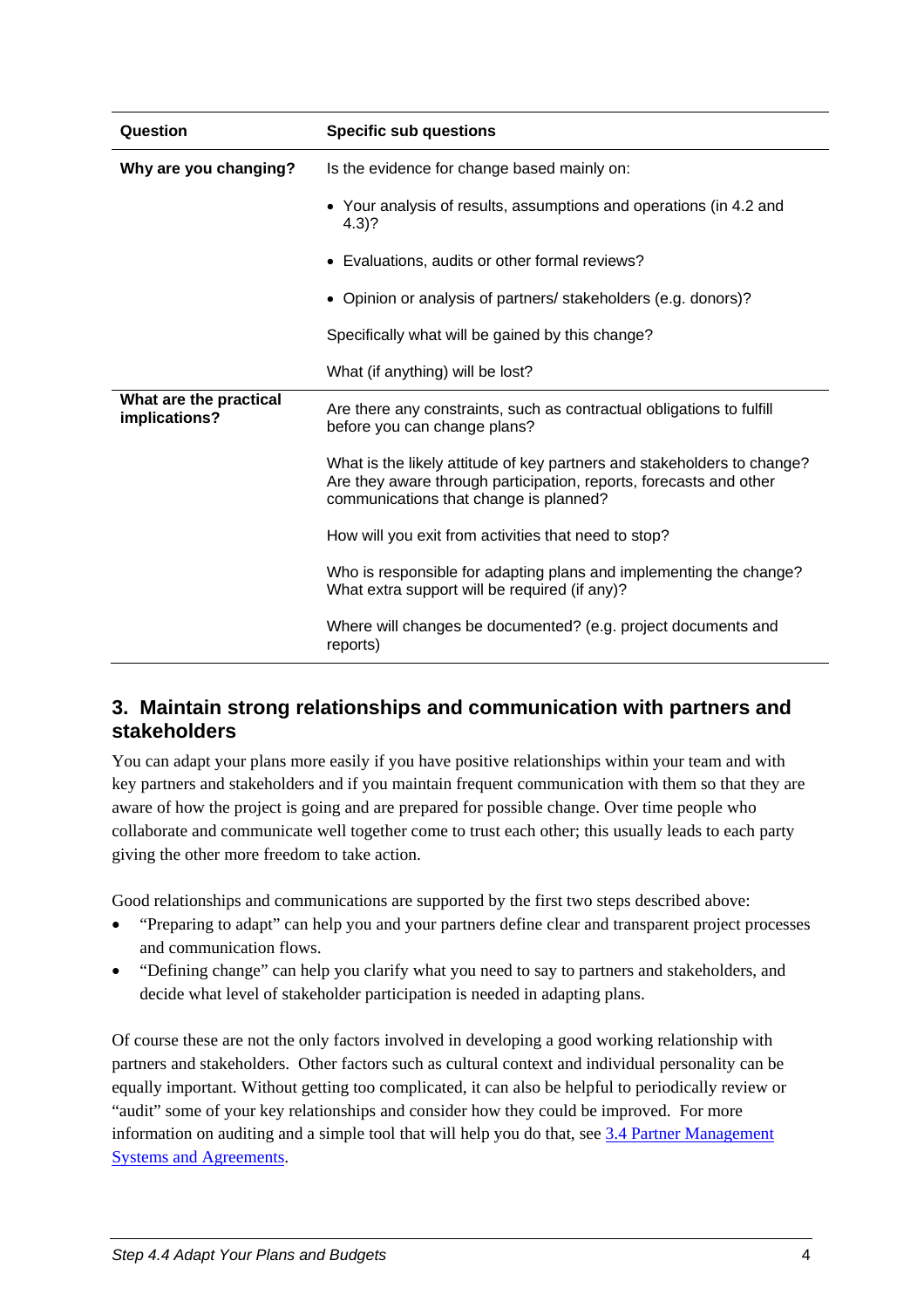| Question | Specific sub questions |
|---|---|
| **Why are you changing?** | Is the evidence for change based mainly on: |
| | • Your analysis of results, assumptions and operations (in 4.2 and 4.3)? |
| | • Evaluations, audits or other formal reviews? |
| | • Opinion or analysis of partners/ stakeholders (e.g. donors)? |
| | Specifically what will be gained by this change? |
| | What (if anything) will be lost? |
| **What are the practical implications?** | Are there any constraints, such as contractual obligations to fulfill before you can change plans? |
| | What is the likely attitude of key partners and stakeholders to change? Are they aware through participation, reports, forecasts and other communications that change is planned? |
| | How will you exit from activities that need to stop? |
| | Who is responsible for adapting plans and implementing the change? What extra support will be required (if any)? |
| | Where will changes be documented? (e.g. project documents and reports) |

## 3. Maintain strong relationships and communication with partners and stakeholders

You can adapt your plans more easily if you have positive relationships within your team and with key partners and stakeholders and if you maintain frequent communication with them so that they are aware of how the project is going and are prepared for possible change. Over time people who collaborate and communicate well together come to trust each other; this usually leads to each party giving the other more freedom to take action.

Good relationships and communications are supported by the first two steps described above:

- "Preparing to adapt" can help you and your partners define clear and transparent project processes and communication flows.
- "Defining change" can help you clarify what you need to say to partners and stakeholders, and decide what level of stakeholder participation is needed in adapting plans.

Of course these are not the only factors involved in developing a good working relationship with partners and stakeholders. Other factors such as cultural context and individual personality can be equally important. Without getting too complicated, it can also be helpful to periodically review or "audit" some of your key relationships and consider how they could be improved. For more information on auditing and a simple tool that will help you do that, see 3.4 Partner Management Systems and Agreements.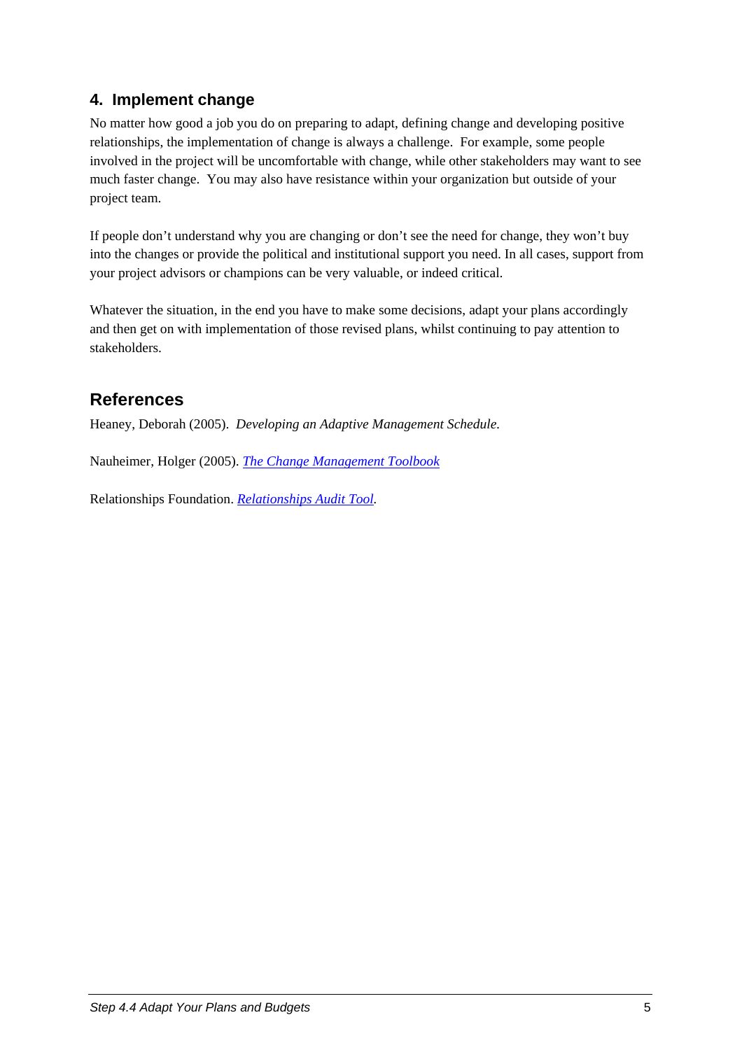## 4. Implement change

No matter how good a job you do on preparing to adapt, defining change and developing positive relationships, the implementation of change is always a challenge. For example, some people involved in the project will be uncomfortable with change, while other stakeholders may want to see much faster change. You may also have resistance within your organization but outside of your project team.

If people don't understand why you are changing or don't see the need for change, they won't buy into the changes or provide the political and institutional support you need. In all cases, support from your project advisors or champions can be very valuable, or indeed critical.

Whatever the situation, in the end you have to make some decisions, adapt your plans accordingly and then get on with implementation of those revised plans, whilst continuing to pay attention to stakeholders.

## References

Heaney, Deborah (2005). *Developing an Adaptive Management Schedule.*

Nauheimer, Holger (2005). *The Change Management Toolbook*

Relationships Foundation. *Relationships Audit Tool.*